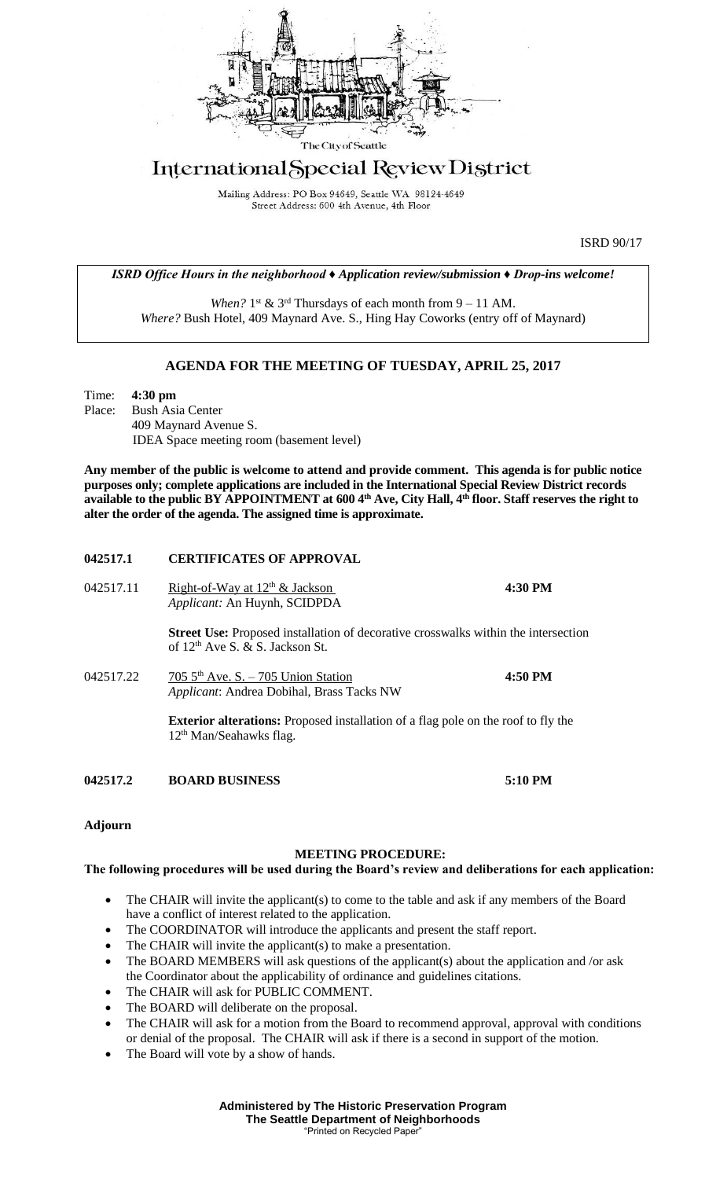The City of Seattle

# International Special Review District

Mailing Address: PO Box 94649, Seattle WA 98124-4649
Street Address: 600 4th Avenue, 4th Floor

ISRD 90/17

*ISRD Office Hours in the neighborhood ♦ Application review/submission ♦ Drop-ins welcome!*

*When?* 1st & 3rd Thursdays of each month from 9 – 11 AM.
*Where?* Bush Hotel, 409 Maynard Ave. S., Hing Hay Coworks (entry off of Maynard)

## AGENDA FOR THE MEETING OF TUESDAY, APRIL 25, 2017

Time: **4:30 pm**
Place: Bush Asia Center
409 Maynard Avenue S.
IDEA Space meeting room (basement level)

**Any member of the public is welcome to attend and provide comment. This agenda is for public notice purposes only; complete applications are included in the International Special Review District records available to the public BY APPOINTMENT at 600 4th Ave, City Hall, 4th floor. Staff reserves the right to alter the order of the agenda. The assigned time is approximate.**

### 042517.1 CERTIFICATES OF APPROVAL

042517.11 Right-of-Way at 12th & Jackson — **4:30 PM**
*Applicant:* An Huynh, SCIDPDA

**Street Use:** Proposed installation of decorative crosswalks within the intersection of 12th Ave S. & S. Jackson St.

042517.22 705 5th Ave. S. – 705 Union Station — **4:50 PM**
*Applicant*: Andrea Dobihal, Brass Tacks NW

**Exterior alterations:** Proposed installation of a flag pole on the roof to fly the 12th Man/Seahawks flag.

### 042517.2 BOARD BUSINESS — 5:10 PM

**Adjourn**

### MEETING PROCEDURE:

**The following procedures will be used during the Board's review and deliberations for each application:**

- The CHAIR will invite the applicant(s) to come to the table and ask if any members of the Board have a conflict of interest related to the application.
- The COORDINATOR will introduce the applicants and present the staff report.
- The CHAIR will invite the applicant(s) to make a presentation.
- The BOARD MEMBERS will ask questions of the applicant(s) about the application and /or ask the Coordinator about the applicability of ordinance and guidelines citations.
- The CHAIR will ask for PUBLIC COMMENT.
- The BOARD will deliberate on the proposal.
- The CHAIR will ask for a motion from the Board to recommend approval, approval with conditions or denial of the proposal. The CHAIR will ask if there is a second in support of the motion.
- The Board will vote by a show of hands.

**Administered by The Historic Preservation Program**
**The Seattle Department of Neighborhoods**
"Printed on Recycled Paper"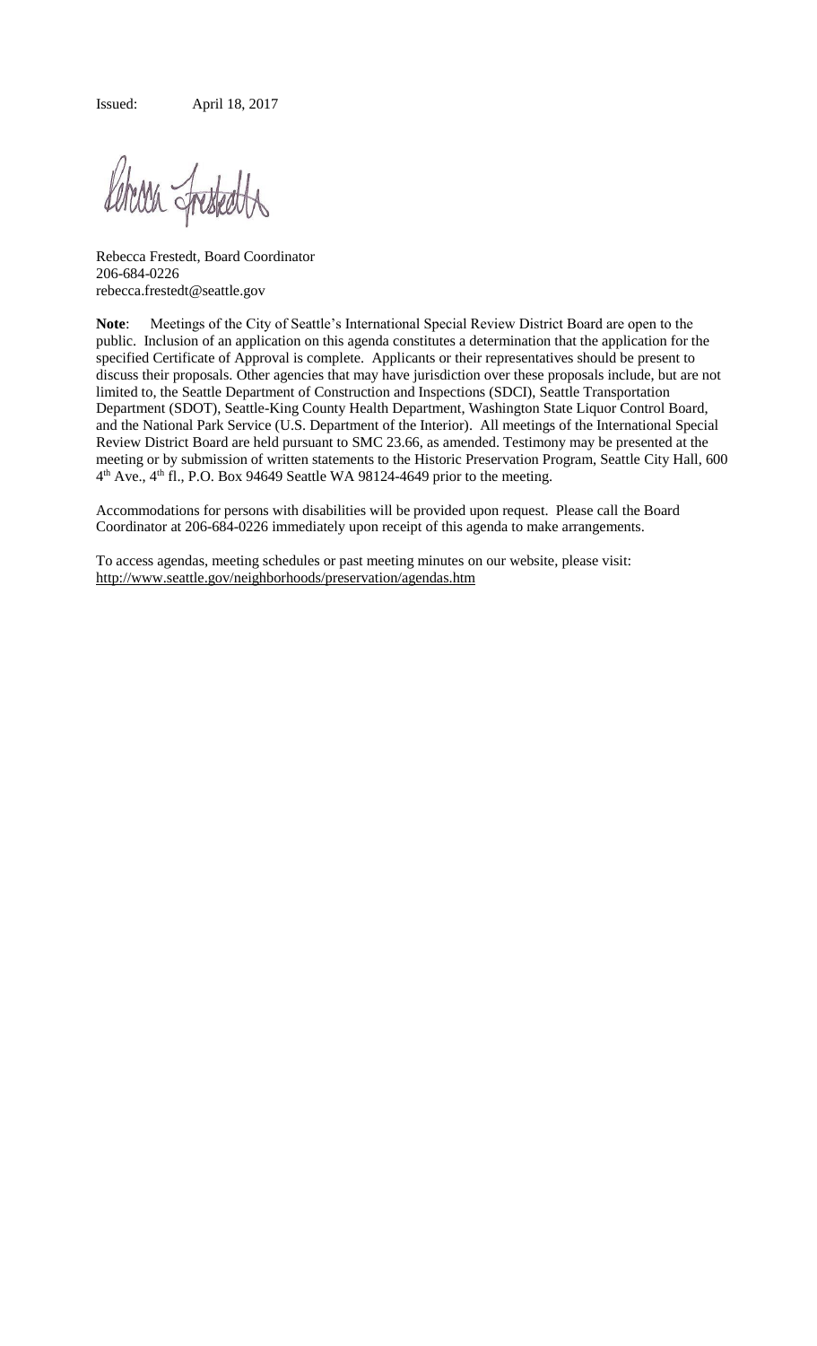Issued: April 18, 2017

Rebecca Frestedt

Rebecca Frestedt, Board Coordinator
206-684-0226
rebecca.frestedt@seattle.gov

**Note**: Meetings of the City of Seattle's International Special Review District Board are open to the public. Inclusion of an application on this agenda constitutes a determination that the application for the specified Certificate of Approval is complete. Applicants or their representatives should be present to discuss their proposals. Other agencies that may have jurisdiction over these proposals include, but are not limited to, the Seattle Department of Construction and Inspections (SDCI), Seattle Transportation Department (SDOT), Seattle-King County Health Department, Washington State Liquor Control Board, and the National Park Service (U.S. Department of the Interior). All meetings of the International Special Review District Board are held pursuant to SMC 23.66, as amended. Testimony may be presented at the meeting or by submission of written statements to the Historic Preservation Program, Seattle City Hall, 600 4th Ave., 4th fl., P.O. Box 94649 Seattle WA 98124-4649 prior to the meeting.

Accommodations for persons with disabilities will be provided upon request. Please call the Board Coordinator at 206-684-0226 immediately upon receipt of this agenda to make arrangements.

To access agendas, meeting schedules or past meeting minutes on our website, please visit: http://www.seattle.gov/neighborhoods/preservation/agendas.htm